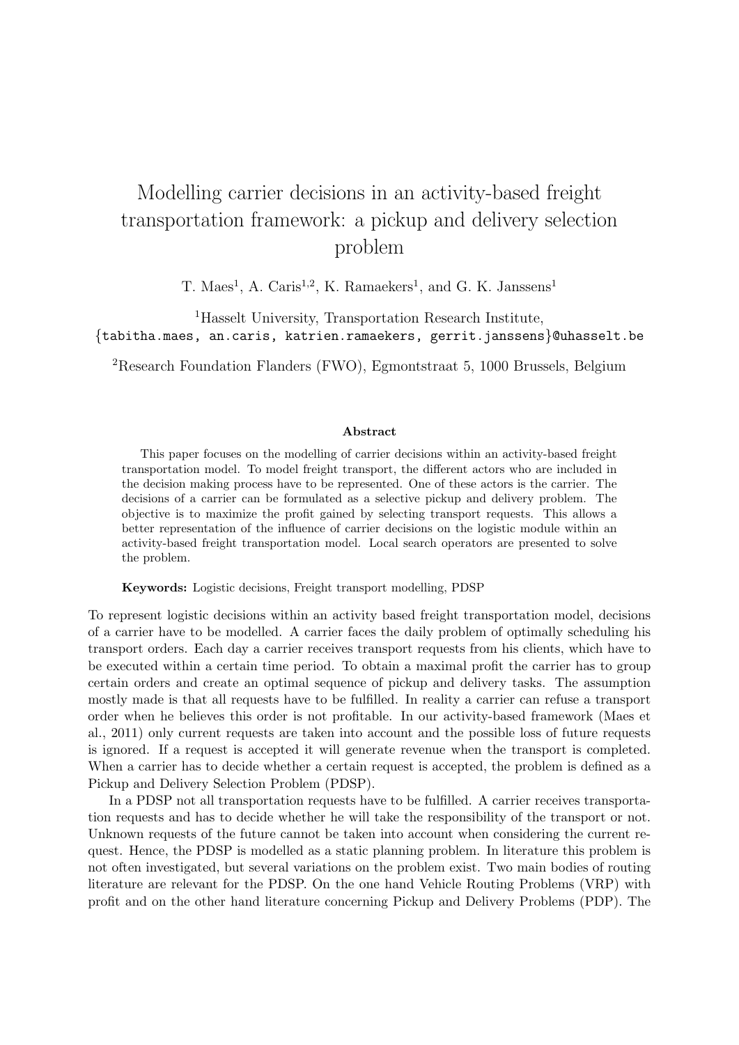# Modelling carrier decisions in an activity-based freight transportation framework: a pickup and delivery selection problem

T. Maes[1], A. Caris[1,2], K. Ramaekers[1], and G. K. Janssens[1]

[1]Hasselt University, Transportation Research Institute, {tabitha.maes, an.caris, katrien.ramaekers, gerrit.janssens}@uhasselt.be

[2]Research Foundation Flanders (FWO), Egmontstraat 5, 1000 Brussels, Belgium

### Abstract

This paper focuses on the modelling of carrier decisions within an activity-based freight transportation model. To model freight transport, the different actors who are included in the decision making process have to be represented. One of these actors is the carrier. The decisions of a carrier can be formulated as a selective pickup and delivery problem. The objective is to maximize the profit gained by selecting transport requests. This allows a better representation of the influence of carrier decisions on the logistic module within an activity-based freight transportation model. Local search operators are presented to solve the problem.

**Keywords:** Logistic decisions, Freight transport modelling, PDSP

To represent logistic decisions within an activity based freight transportation model, decisions of a carrier have to be modelled. A carrier faces the daily problem of optimally scheduling his transport orders. Each day a carrier receives transport requests from his clients, which have to be executed within a certain time period. To obtain a maximal profit the carrier has to group certain orders and create an optimal sequence of pickup and delivery tasks. The assumption mostly made is that all requests have to be fulfilled. In reality a carrier can refuse a transport order when he believes this order is not profitable. In our activity-based framework (Maes et al., 2011) only current requests are taken into account and the possible loss of future requests is ignored. If a request is accepted it will generate revenue when the transport is completed. When a carrier has to decide whether a certain request is accepted, the problem is defined as a Pickup and Delivery Selection Problem (PDSP).

In a PDSP not all transportation requests have to be fulfilled. A carrier receives transportation requests and has to decide whether he will take the responsibility of the transport or not. Unknown requests of the future cannot be taken into account when considering the current request. Hence, the PDSP is modelled as a static planning problem. In literature this problem is not often investigated, but several variations on the problem exist. Two main bodies of routing literature are relevant for the PDSP. On the one hand Vehicle Routing Problems (VRP) with profit and on the other hand literature concerning Pickup and Delivery Problems (PDP). The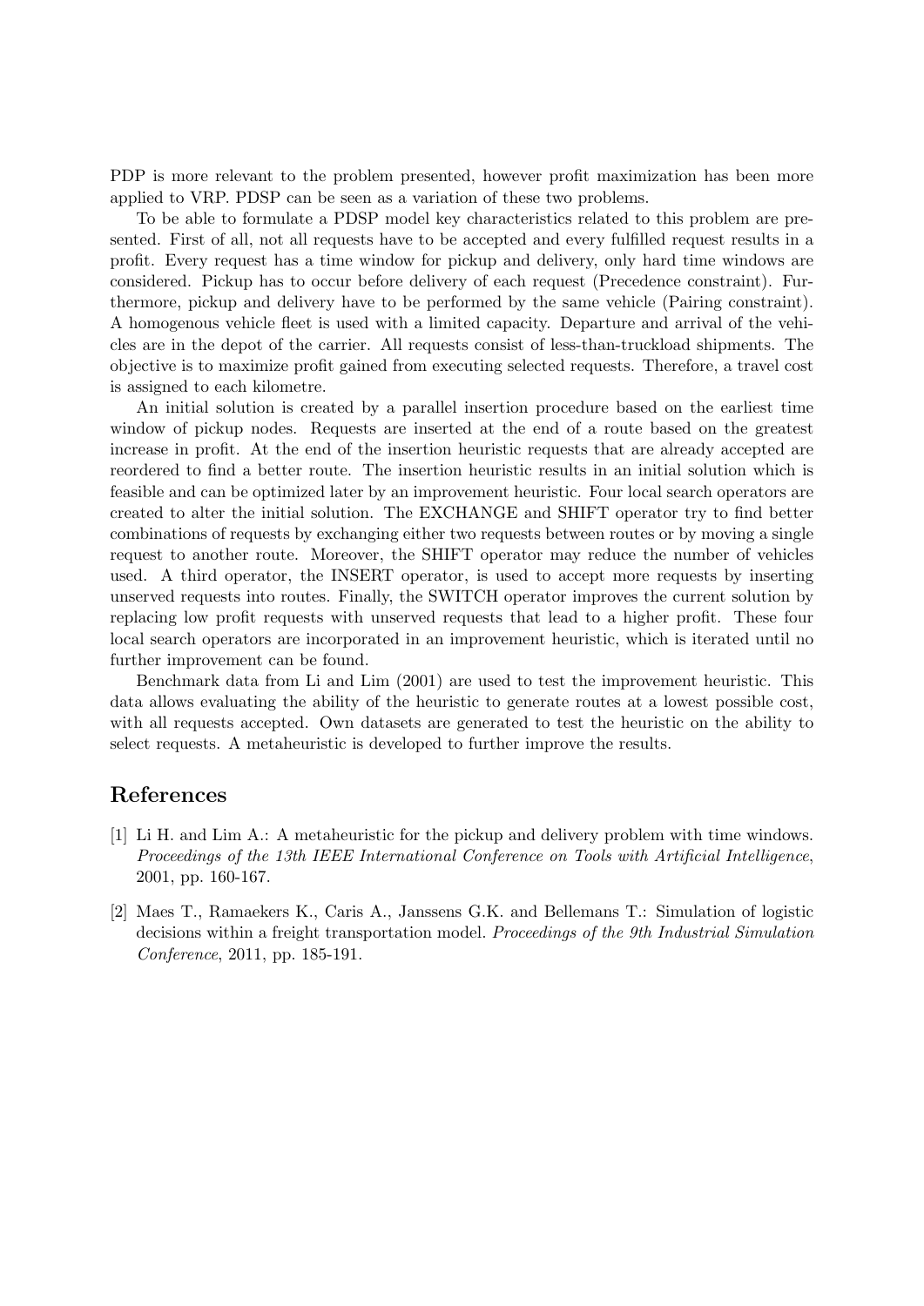PDP is more relevant to the problem presented, however profit maximization has been more applied to VRP. PDSP can be seen as a variation of these two problems.

To be able to formulate a PDSP model key characteristics related to this problem are presented. First of all, not all requests have to be accepted and every fulfilled request results in a profit. Every request has a time window for pickup and delivery, only hard time windows are considered. Pickup has to occur before delivery of each request (Precedence constraint). Furthermore, pickup and delivery have to be performed by the same vehicle (Pairing constraint). A homogenous vehicle fleet is used with a limited capacity. Departure and arrival of the vehicles are in the depot of the carrier. All requests consist of less-than-truckload shipments. The objective is to maximize profit gained from executing selected requests. Therefore, a travel cost is assigned to each kilometre.

An initial solution is created by a parallel insertion procedure based on the earliest time window of pickup nodes. Requests are inserted at the end of a route based on the greatest increase in profit. At the end of the insertion heuristic requests that are already accepted are reordered to find a better route. The insertion heuristic results in an initial solution which is feasible and can be optimized later by an improvement heuristic. Four local search operators are created to alter the initial solution. The EXCHANGE and SHIFT operator try to find better combinations of requests by exchanging either two requests between routes or by moving a single request to another route. Moreover, the SHIFT operator may reduce the number of vehicles used. A third operator, the INSERT operator, is used to accept more requests by inserting unserved requests into routes. Finally, the SWITCH operator improves the current solution by replacing low profit requests with unserved requests that lead to a higher profit. These four local search operators are incorporated in an improvement heuristic, which is iterated until no further improvement can be found.

Benchmark data from Li and Lim (2001) are used to test the improvement heuristic. This data allows evaluating the ability of the heuristic to generate routes at a lowest possible cost, with all requests accepted. Own datasets are generated to test the heuristic on the ability to select requests. A metaheuristic is developed to further improve the results.

## References

[1] Li H. and Lim A.: A metaheuristic for the pickup and delivery problem with time windows. *Proceedings of the 13th IEEE International Conference on Tools with Artificial Intelligence*, 2001, pp. 160-167.

[2] Maes T., Ramaekers K., Caris A., Janssens G.K. and Bellemans T.: Simulation of logistic decisions within a freight transportation model. *Proceedings of the 9th Industrial Simulation Conference*, 2011, pp. 185-191.